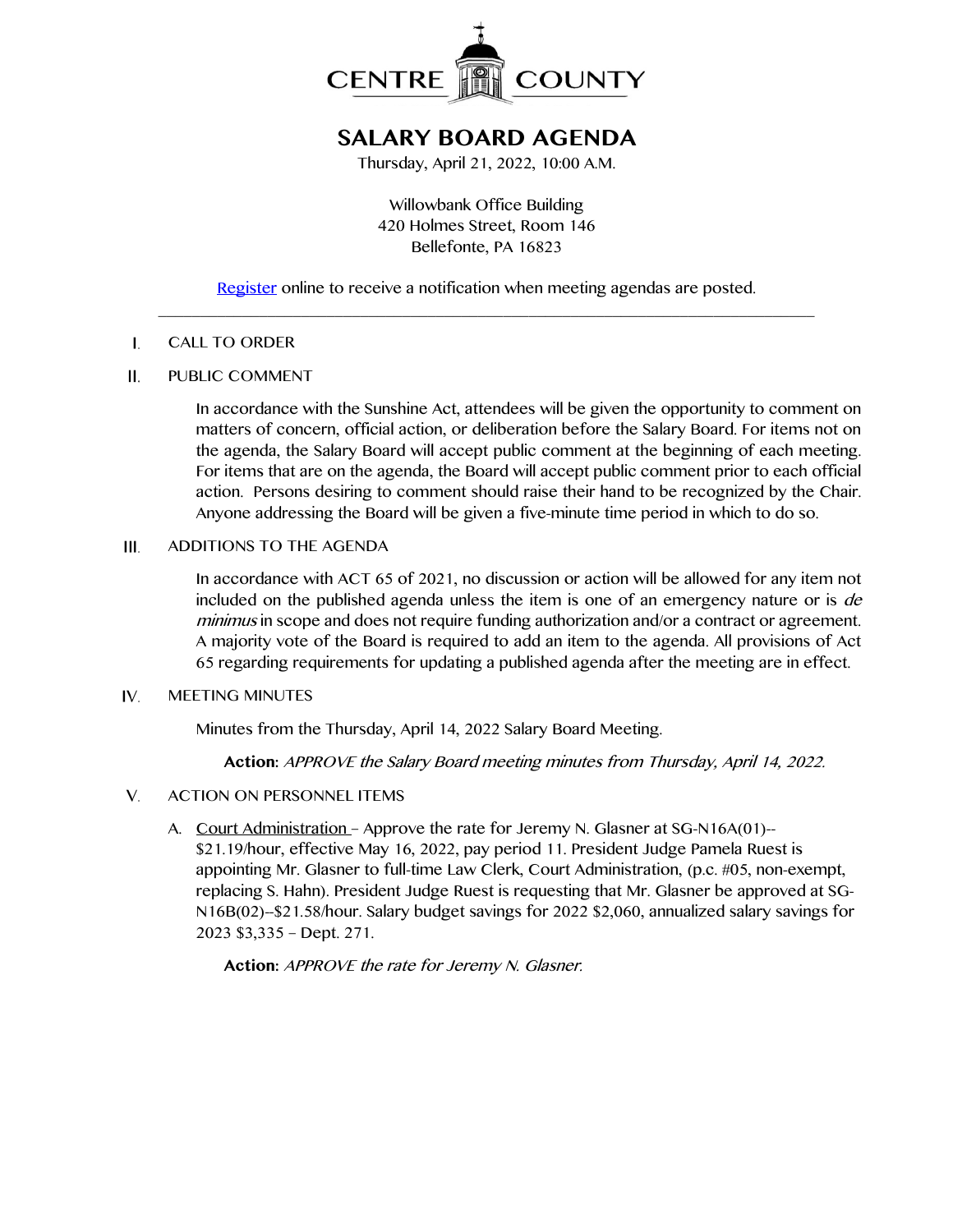CENTRE COUNTY

# SALARY BOARD AGENDA

Thursday, April 21, 2022, 10:00 A.M.

Willowbank Office Building
420 Holmes Street, Room 146
Bellefonte, PA 16823

Register online to receive a notification when meeting agendas are posted.

---

I. CALL TO ORDER

II. PUBLIC COMMENT

In accordance with the Sunshine Act, attendees will be given the opportunity to comment on matters of concern, official action, or deliberation before the Salary Board. For items not on the agenda, the Salary Board will accept public comment at the beginning of each meeting. For items that are on the agenda, the Board will accept public comment prior to each official action. Persons desiring to comment should raise their hand to be recognized by the Chair. Anyone addressing the Board will be given a five-minute time period in which to do so.

III. ADDITIONS TO THE AGENDA

In accordance with ACT 65 of 2021, no discussion or action will be allowed for any item not included on the published agenda unless the item is one of an emergency nature or is *de minimus* in scope and does not require funding authorization and/or a contract or agreement. A majority vote of the Board is required to add an item to the agenda. All provisions of Act 65 regarding requirements for updating a published agenda after the meeting are in effect.

IV. MEETING MINUTES

Minutes from the Thursday, April 14, 2022 Salary Board Meeting.

**Action:** *APPROVE the Salary Board meeting minutes from Thursday, April 14, 2022.*

V. ACTION ON PERSONNEL ITEMS

A. Court Administration – Approve the rate for Jeremy N. Glasner at SG-N16A(01)--$21.19/hour, effective May 16, 2022, pay period 11. President Judge Pamela Ruest is appointing Mr. Glasner to full-time Law Clerk, Court Administration, (p.c. #05, non-exempt, replacing S. Hahn). President Judge Ruest is requesting that Mr. Glasner be approved at SG-N16B(02)--$21.58/hour. Salary budget savings for 2022 $2,060, annualized salary savings for 2023 $3,335 – Dept. 271.

**Action:** *APPROVE the rate for Jeremy N. Glasner.*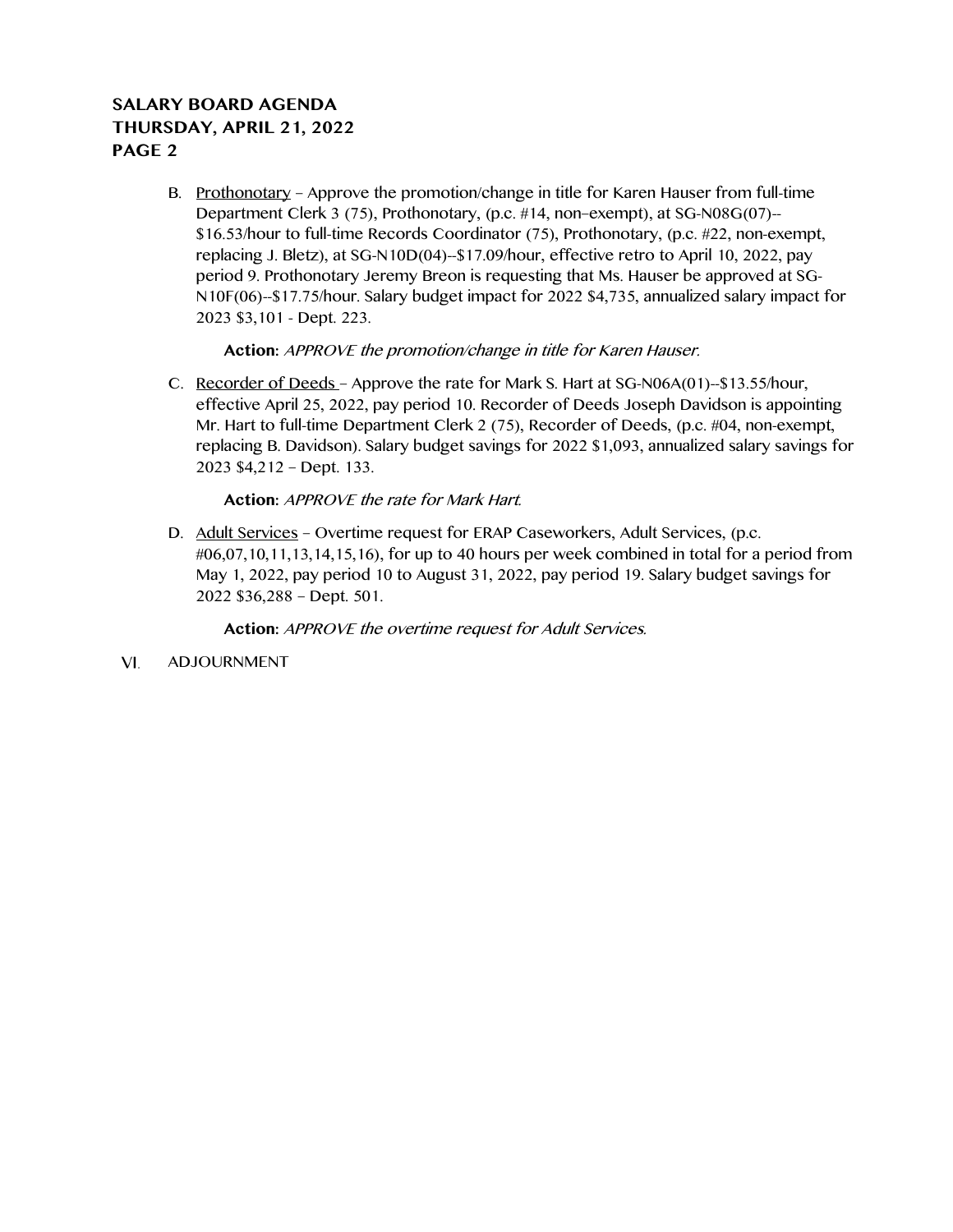B. Prothonotary – Approve the promotion/change in title for Karen Hauser from full-time Department Clerk 3 (75), Prothonotary, (p.c. #14, non–exempt), at SG-N08G(07)--$16.53/hour to full-time Records Coordinator (75), Prothonotary, (p.c. #22, non-exempt, replacing J. Bletz), at SG-N10D(04)--$17.09/hour, effective retro to April 10, 2022, pay period 9. Prothonotary Jeremy Breon is requesting that Ms. Hauser be approved at SG-N10F(06)--$17.75/hour. Salary budget impact for 2022 $4,735, annualized salary impact for 2023 $3,101 - Dept. 223.

   **Action:** *APPROVE the promotion/change in title for Karen Hauser.*

C. Recorder of Deeds – Approve the rate for Mark S. Hart at SG-N06A(01)--$13.55/hour, effective April 25, 2022, pay period 10. Recorder of Deeds Joseph Davidson is appointing Mr. Hart to full-time Department Clerk 2 (75), Recorder of Deeds, (p.c. #04, non-exempt, replacing B. Davidson). Salary budget savings for 2022 $1,093, annualized salary savings for 2023 $4,212 – Dept. 133.

   **Action:** *APPROVE the rate for Mark Hart.*

D. Adult Services – Overtime request for ERAP Caseworkers, Adult Services, (p.c. #06,07,10,11,13,14,15,16), for up to 40 hours per week combined in total for a period from May 1, 2022, pay period 10 to August 31, 2022, pay period 19. Salary budget savings for 2022 $36,288 – Dept. 501.

   **Action:** *APPROVE the overtime request for Adult Services.*

VI. ADJOURNMENT